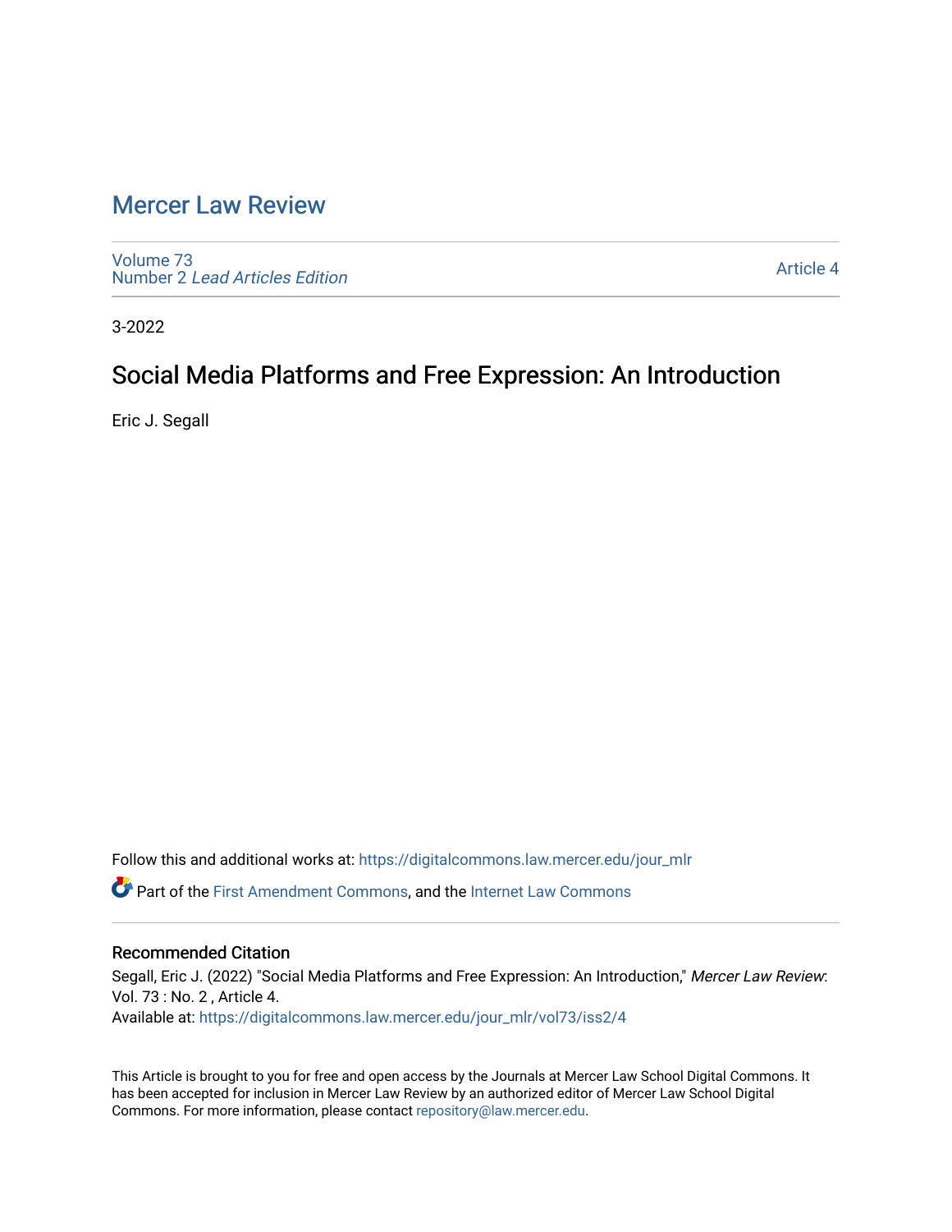# Mercer Law Review

Volume 73
Number 2 *Lead Articles Edition*

Article 4

3-2022

## Social Media Platforms and Free Expression: An Introduction

Eric J. Segall

Follow this and additional works at: https://digitalcommons.law.mercer.edu/jour_mlr

Part of the First Amendment Commons, and the Internet Law Commons

### Recommended Citation

Segall, Eric J. (2022) "Social Media Platforms and Free Expression: An Introduction," *Mercer Law Review*: Vol. 73 : No. 2 , Article 4.
Available at: https://digitalcommons.law.mercer.edu/jour_mlr/vol73/iss2/4

This Article is brought to you for free and open access by the Journals at Mercer Law School Digital Commons. It has been accepted for inclusion in Mercer Law Review by an authorized editor of Mercer Law School Digital Commons. For more information, please contact repository@law.mercer.edu.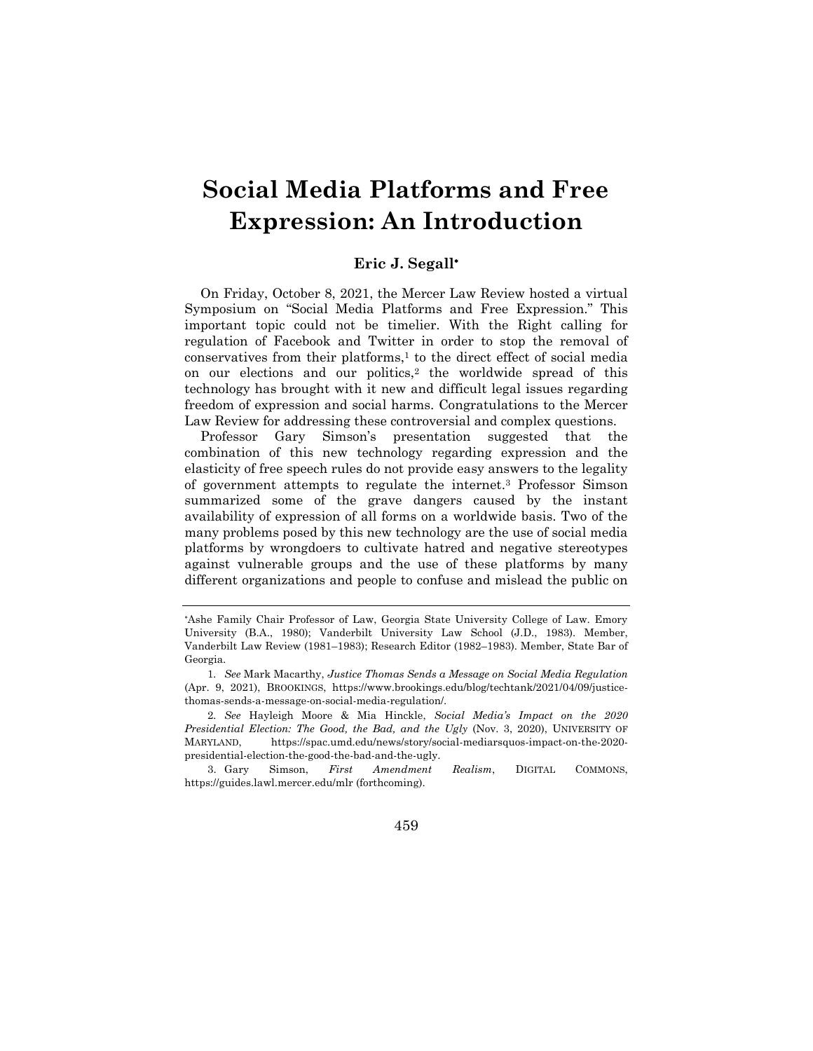# Social Media Platforms and Free Expression: An Introduction

**Eric J. Segall***

On Friday, October 8, 2021, the Mercer Law Review hosted a virtual Symposium on "Social Media Platforms and Free Expression." This important topic could not be timelier. With the Right calling for regulation of Facebook and Twitter in order to stop the removal of conservatives from their platforms,[1] to the direct effect of social media on our elections and our politics,[2] the worldwide spread of this technology has brought with it new and difficult legal issues regarding freedom of expression and social harms. Congratulations to the Mercer Law Review for addressing these controversial and complex questions.

Professor Gary Simson's presentation suggested that the combination of this new technology regarding expression and the elasticity of free speech rules do not provide easy answers to the legality of government attempts to regulate the internet.[3] Professor Simson summarized some of the grave dangers caused by the instant availability of expression of all forms on a worldwide basis. Two of the many problems posed by this new technology are the use of social media platforms by wrongdoers to cultivate hatred and negative stereotypes against vulnerable groups and the use of these platforms by many different organizations and people to confuse and mislead the public on

---

*Ashe Family Chair Professor of Law, Georgia State University College of Law. Emory University (B.A., 1980); Vanderbilt University Law School (J.D., 1983). Member, Vanderbilt Law Review (1981–1983); Research Editor (1982–1983). Member, State Bar of Georgia.

1. *See* Mark Macarthy, *Justice Thomas Sends a Message on Social Media Regulation* (Apr. 9, 2021), BROOKINGS, https://www.brookings.edu/blog/techtank/2021/04/09/justice-thomas-sends-a-message-on-social-media-regulation/.

2. *See* Hayleigh Moore & Mia Hinckle, *Social Media's Impact on the 2020 Presidential Election: The Good, the Bad, and the Ugly* (Nov. 3, 2020), UNIVERSITY OF MARYLAND, https://spac.umd.edu/news/story/social-mediarsquos-impact-on-the-2020-presidential-election-the-good-the-bad-and-the-ugly.

3. Gary Simson, *First Amendment Realism*, DIGITAL COMMONS, https://guides.lawl.mercer.edu/mlr (forthcoming).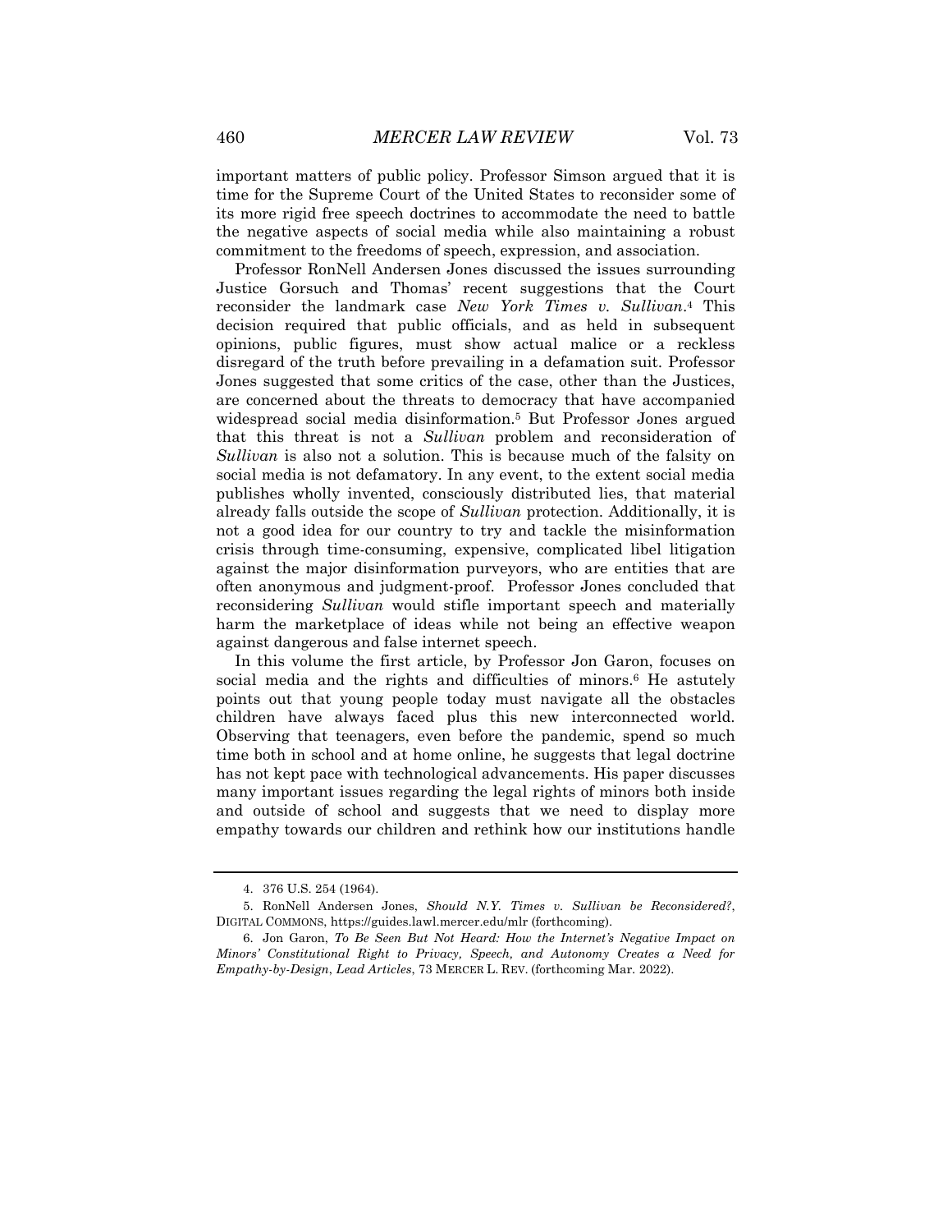important matters of public policy. Professor Simson argued that it is time for the Supreme Court of the United States to reconsider some of its more rigid free speech doctrines to accommodate the need to battle the negative aspects of social media while also maintaining a robust commitment to the freedoms of speech, expression, and association.

Professor RonNell Andersen Jones discussed the issues surrounding Justice Gorsuch and Thomas' recent suggestions that the Court reconsider the landmark case *New York Times v. Sullivan*.[4] This decision required that public officials, and as held in subsequent opinions, public figures, must show actual malice or a reckless disregard of the truth before prevailing in a defamation suit. Professor Jones suggested that some critics of the case, other than the Justices, are concerned about the threats to democracy that have accompanied widespread social media disinformation.[5] But Professor Jones argued that this threat is not a *Sullivan* problem and reconsideration of *Sullivan* is also not a solution. This is because much of the falsity on social media is not defamatory. In any event, to the extent social media publishes wholly invented, consciously distributed lies, that material already falls outside the scope of *Sullivan* protection. Additionally, it is not a good idea for our country to try and tackle the misinformation crisis through time-consuming, expensive, complicated libel litigation against the major disinformation purveyors, who are entities that are often anonymous and judgment-proof. Professor Jones concluded that reconsidering *Sullivan* would stifle important speech and materially harm the marketplace of ideas while not being an effective weapon against dangerous and false internet speech.

In this volume the first article, by Professor Jon Garon, focuses on social media and the rights and difficulties of minors.[6] He astutely points out that young people today must navigate all the obstacles children have always faced plus this new interconnected world. Observing that teenagers, even before the pandemic, spend so much time both in school and at home online, he suggests that legal doctrine has not kept pace with technological advancements. His paper discusses many important issues regarding the legal rights of minors both inside and outside of school and suggests that we need to display more empathy towards our children and rethink how our institutions handle

---

4. 376 U.S. 254 (1964).

5. RonNell Andersen Jones, *Should N.Y. Times v. Sullivan be Reconsidered?*, DIGITAL COMMONS, https://guides.lawl.mercer.edu/mlr (forthcoming).

6. Jon Garon, *To Be Seen But Not Heard: How the Internet's Negative Impact on Minors' Constitutional Right to Privacy, Speech, and Autonomy Creates a Need for Empathy-by-Design*, *Lead Articles*, 73 MERCER L. REV. (forthcoming Mar. 2022).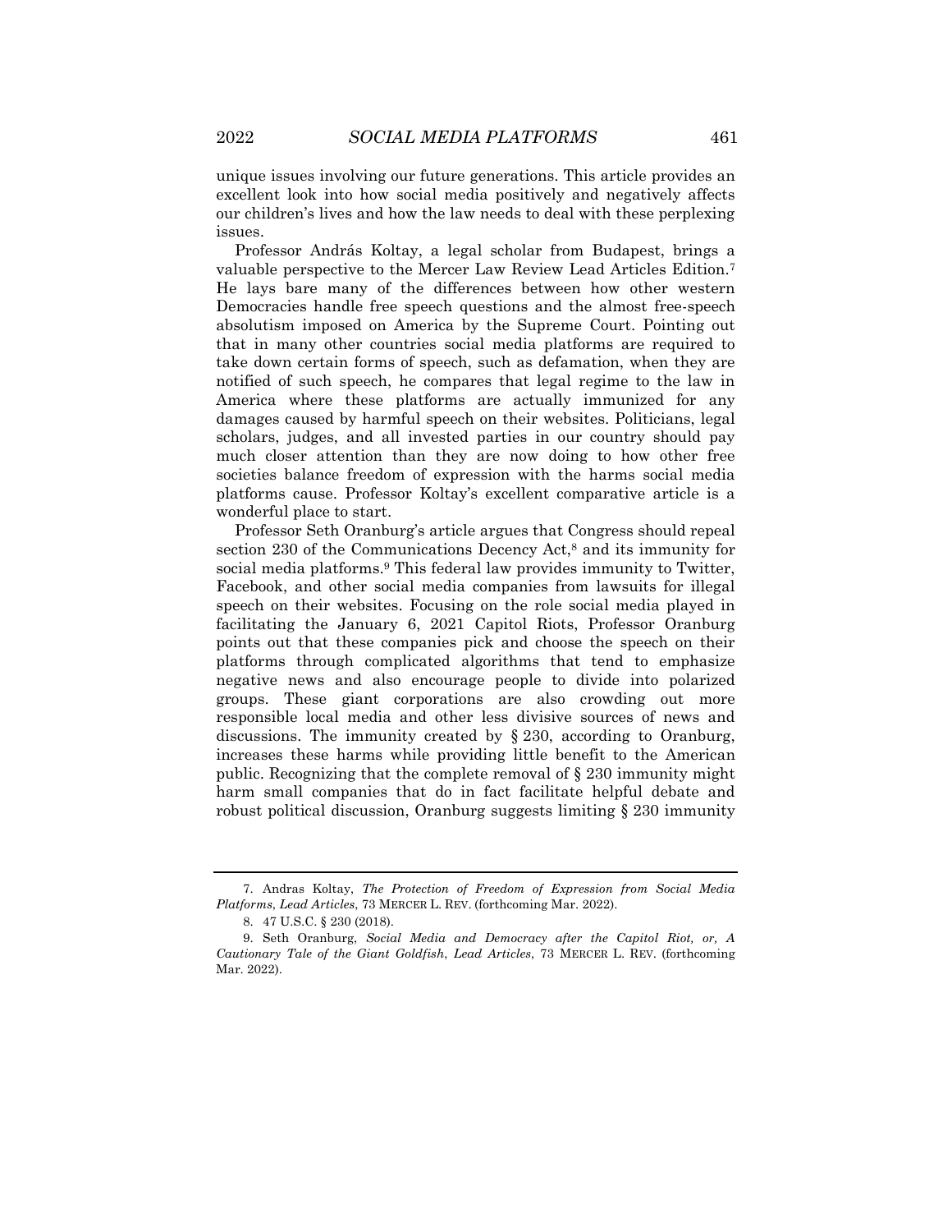unique issues involving our future generations. This article provides an excellent look into how social media positively and negatively affects our children's lives and how the law needs to deal with these perplexing issues.

Professor András Koltay, a legal scholar from Budapest, brings a valuable perspective to the Mercer Law Review Lead Articles Edition.[7] He lays bare many of the differences between how other western Democracies handle free speech questions and the almost free-speech absolutism imposed on America by the Supreme Court. Pointing out that in many other countries social media platforms are required to take down certain forms of speech, such as defamation, when they are notified of such speech, he compares that legal regime to the law in America where these platforms are actually immunized for any damages caused by harmful speech on their websites. Politicians, legal scholars, judges, and all invested parties in our country should pay much closer attention than they are now doing to how other free societies balance freedom of expression with the harms social media platforms cause. Professor Koltay's excellent comparative article is a wonderful place to start.

Professor Seth Oranburg's article argues that Congress should repeal section 230 of the Communications Decency Act,[8] and its immunity for social media platforms.[9] This federal law provides immunity to Twitter, Facebook, and other social media companies from lawsuits for illegal speech on their websites. Focusing on the role social media played in facilitating the January 6, 2021 Capitol Riots, Professor Oranburg points out that these companies pick and choose the speech on their platforms through complicated algorithms that tend to emphasize negative news and also encourage people to divide into polarized groups. These giant corporations are also crowding out more responsible local media and other less divisive sources of news and discussions. The immunity created by § 230, according to Oranburg, increases these harms while providing little benefit to the American public. Recognizing that the complete removal of § 230 immunity might harm small companies that do in fact facilitate helpful debate and robust political discussion, Oranburg suggests limiting § 230 immunity

---

7. Andras Koltay, *The Protection of Freedom of Expression from Social Media Platforms*, *Lead Articles*, 73 MERCER L. REV. (forthcoming Mar. 2022).

8. 47 U.S.C. § 230 (2018).

9. Seth Oranburg, *Social Media and Democracy after the Capitol Riot, or, A Cautionary Tale of the Giant Goldfish*, *Lead Articles*, 73 MERCER L. REV. (forthcoming Mar. 2022).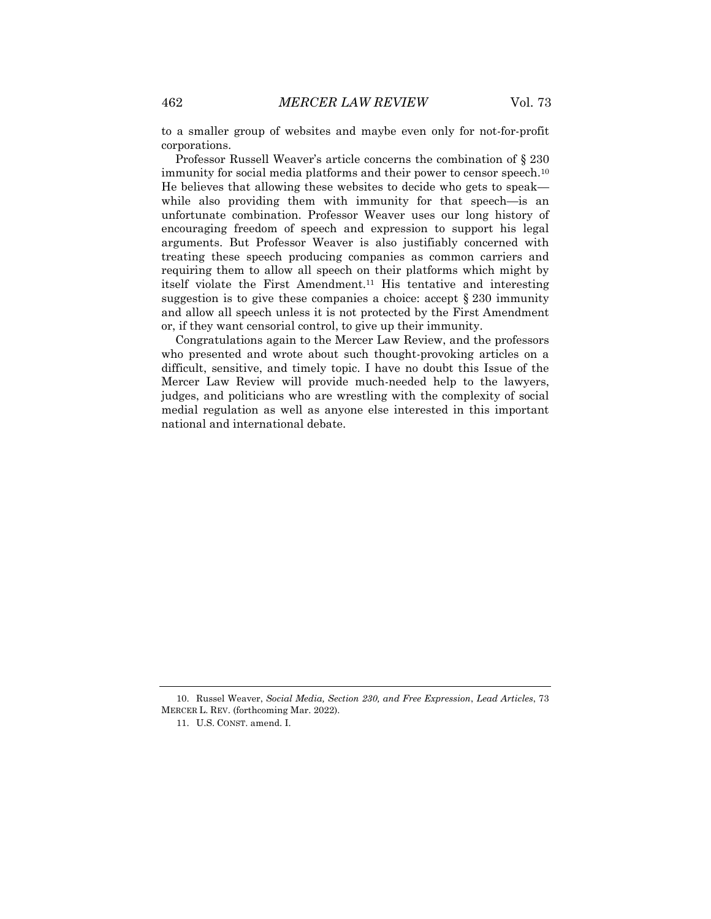to a smaller group of websites and maybe even only for not-for-profit corporations.

Professor Russell Weaver's article concerns the combination of § 230 immunity for social media platforms and their power to censor speech.[10] He believes that allowing these websites to decide who gets to speak—while also providing them with immunity for that speech—is an unfortunate combination. Professor Weaver uses our long history of encouraging freedom of speech and expression to support his legal arguments. But Professor Weaver is also justifiably concerned with treating these speech producing companies as common carriers and requiring them to allow all speech on their platforms which might by itself violate the First Amendment.[11] His tentative and interesting suggestion is to give these companies a choice: accept § 230 immunity and allow all speech unless it is not protected by the First Amendment or, if they want censorial control, to give up their immunity.

Congratulations again to the Mercer Law Review, and the professors who presented and wrote about such thought-provoking articles on a difficult, sensitive, and timely topic. I have no doubt this Issue of the Mercer Law Review will provide much-needed help to the lawyers, judges, and politicians who are wrestling with the complexity of social medial regulation as well as anyone else interested in this important national and international debate.

---

10. Russel Weaver, *Social Media, Section 230, and Free Expression*, *Lead Articles*, 73 MERCER L. REV. (forthcoming Mar. 2022).

11. U.S. CONST. amend. I.